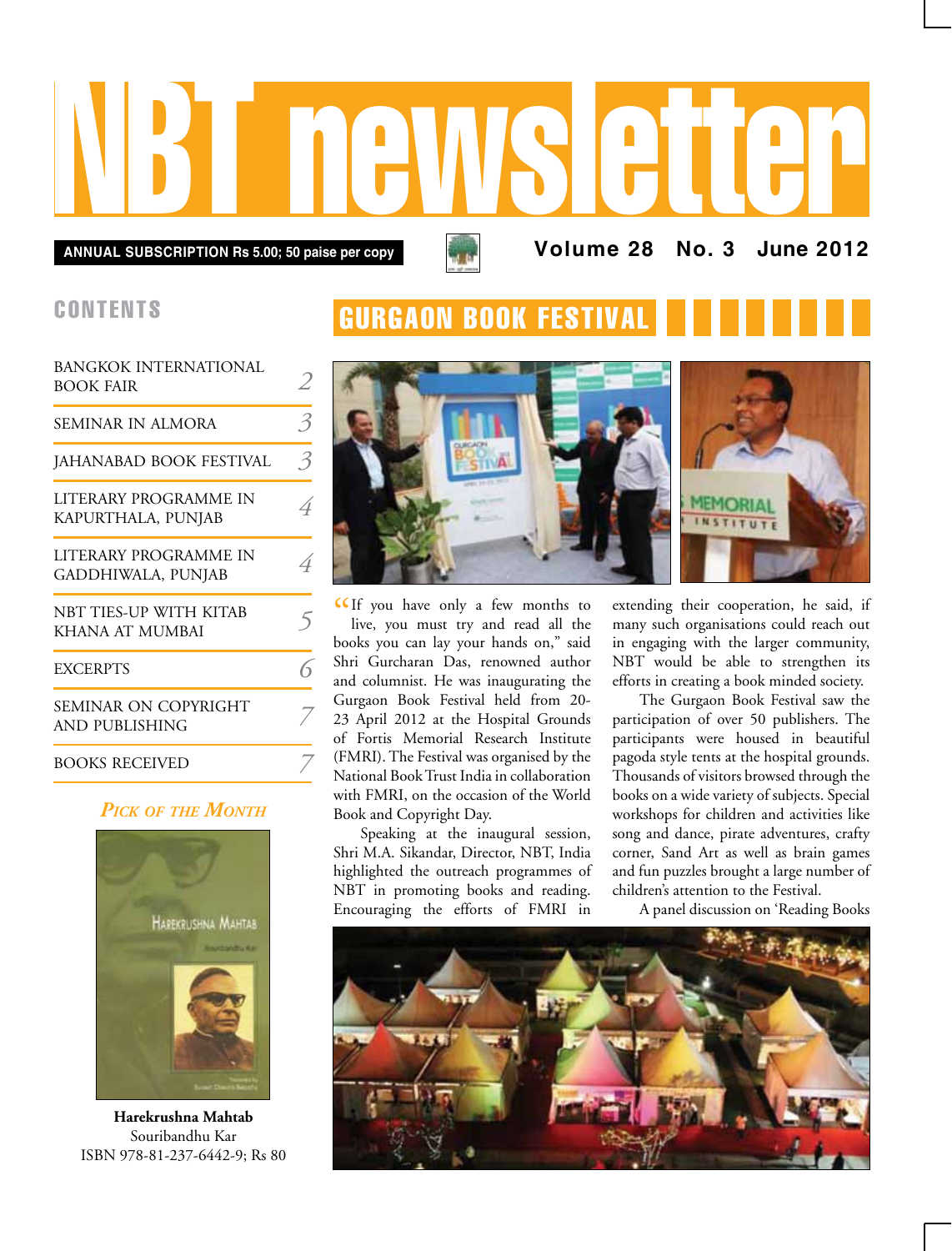# NBT newsletter

**ANNUAL SUBSCRIPTION Rs 5.00; 50 paise per copy**

**Volume 28 No. 3 June 2012**

## CONTENTS

| | |
|---|---|
| BANGKOK INTERNATIONAL BOOK FAIR | 2 |
| SEMINAR IN ALMORA | 3 |
| JAHANABAD BOOK FESTIVAL | 3 |
| LITERARY PROGRAMME IN KAPURTHALA, PUNJAB | 4 |
| LITERARY PROGRAMME IN GADDHIWALA, PUNJAB | 4 |
| NBT TIES-UP WITH KITAB KHANA AT MUMBAI | 5 |
| EXCERPTS | 6 |
| SEMINAR ON COPYRIGHT AND PUBLISHING | 7 |
| BOOKS RECEIVED | 7 |

### *Pick of the Month*

**Harekrushna Mahtab**
Souribandhu Kar
ISBN 978-81-237-6442-9; Rs 80

## GURGAON BOOK FESTIVAL

"If you have only a few months to live, you must try and read all the books you can lay your hands on," said Shri Gurcharan Das, renowned author and columnist. He was inaugurating the Gurgaon Book Festival held from 20-23 April 2012 at the Hospital Grounds of Fortis Memorial Research Institute (FMRI). The Festival was organised by the National Book Trust India in collaboration with FMRI, on the occasion of the World Book and Copyright Day.

Speaking at the inaugural session, Shri M.A. Sikandar, Director, NBT, India highlighted the outreach programmes of NBT in promoting books and reading. Encouraging the efforts of FMRI in extending their cooperation, he said, if many such organisations could reach out in engaging with the larger community, NBT would be able to strengthen its efforts in creating a book minded society.

The Gurgaon Book Festival saw the participation of over 50 publishers. The participants were housed in beautiful pagoda style tents at the hospital grounds. Thousands of visitors browsed through the books on a wide variety of subjects. Special workshops for children and activities like song and dance, pirate adventures, crafty corner, Sand Art as well as brain games and fun puzzles brought a large number of children's attention to the Festival.

A panel discussion on 'Reading Books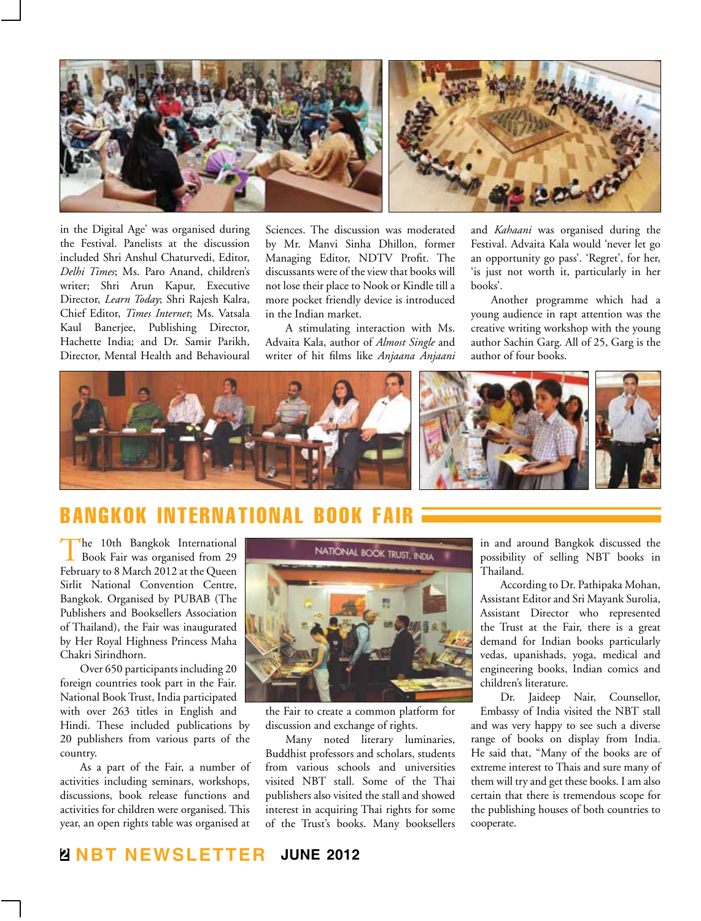in the Digital Age' was organised during the Festival. Panelists at the discussion included Shri Anshul Chaturvedi, Editor, *Delhi Times*; Ms. Paro Anand, children's writer; Shri Arun Kapur, Executive Director, *Learn Today*; Shri Rajesh Kalra, Chief Editor, *Times Internet*; Ms. Vatsala Kaul Banerjee, Publishing Director, Hachette India; and Dr. Samir Parikh, Director, Mental Health and Behavioural Sciences. The discussion was moderated by Mr. Manvi Sinha Dhillon, former Managing Editor, NDTV Profit. The discussants were of the view that books will not lose their place to Nook or Kindle till a more pocket friendly device is introduced in the Indian market.

A stimulating interaction with Ms. Advaita Kala, author of *Almost Single* and writer of hit films like *Anjaana Anjaani* and *Kahaani* was organised during the Festival. Advaita Kala would 'never let go an opportunity go pass'. 'Regret', for her, 'is just not worth it, particularly in her books'.

Another programme which had a young audience in rapt attention was the creative writing workshop with the young author Sachin Garg. All of 25, Garg is the author of four books.

## BANGKOK INTERNATIONAL BOOK FAIR

The 10th Bangkok International Book Fair was organised from 29 February to 8 March 2012 at the Queen Sirlit National Convention Centre, Bangkok. Organised by PUBAB (The Publishers and Booksellers Association of Thailand), the Fair was inaugurated by Her Royal Highness Princess Maha Chakri Sirindhorn.

Over 650 participants including 20 foreign countries took part in the Fair. National Book Trust, India participated with over 263 titles in English and Hindi. These included publications by 20 publishers from various parts of the country.

As a part of the Fair, a number of activities including seminars, workshops, discussions, book release functions and activities for children were organised. This year, an open rights table was organised at the Fair to create a common platform for discussion and exchange of rights.

Many noted literary luminaries, Buddhist professors and scholars, students from various schools and universities visited NBT stall. Some of the Thai publishers also visited the stall and showed interest in acquiring Thai rights for some of the Trust's books. Many booksellers in and around Bangkok discussed the possibility of selling NBT books in Thailand.

According to Dr. Pathipaka Mohan, Assistant Editor and Sri Mayank Surolia, Assistant Director who represented the Trust at the Fair, there is a great demand for Indian books particularly vedas, upanishads, yoga, medical and engineering books, Indian comics and children's literature.

Dr. Jaideep Nair, Counsellor, Embassy of India visited the NBT stall and was very happy to see such a diverse range of books on display from India. He said that, "Many of the books are of extreme interest to Thais and sure many of them will try and get these books. I am also certain that there is tremendous scope for the publishing houses of both countries to cooperate.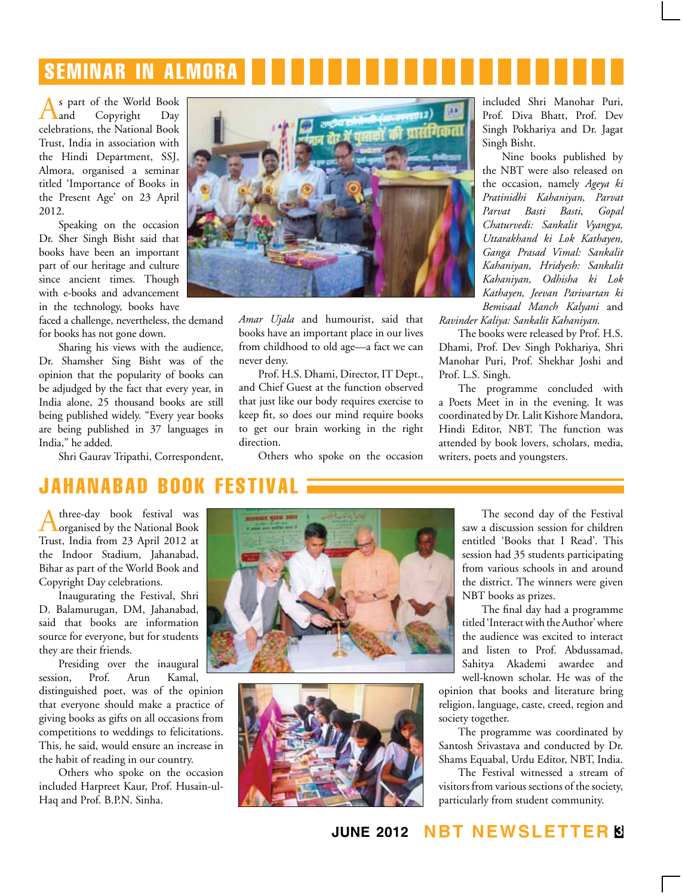## SEMINAR IN ALMORA

As part of the World Book and Copyright Day celebrations, the National Book Trust, India in association with the Hindi Department, SSJ, Almora, organised a seminar titled 'Importance of Books in the Present Age' on 23 April 2012.

Speaking on the occasion Dr. Sher Singh Bisht said that books have been an important part of our heritage and culture since ancient times. Though with e-books and advancement in the technology, books have faced a challenge, nevertheless, the demand for books has not gone down.

Sharing his views with the audience, Dr. Shamsher Sing Bisht was of the opinion that the popularity of books can be adjudged by the fact that every year, in India alone, 25 thousand books are still being published widely. "Every year books are being published in 37 languages in India," he added.

Shri Gaurav Tripathi, Correspondent, *Amar Ujala* and humourist, said that books have an important place in our lives from childhood to old age—a fact we can never deny.

Prof. H.S. Dhami, Director, IT Dept., and Chief Guest at the function observed that just like our body requires exercise to keep fit, so does our mind require books to get our brain working in the right direction.

Others who spoke on the occasion included Shri Manohar Puri, Prof. Diva Bhatt, Prof. Dev Singh Pokhariya and Dr. Jagat Singh Bisht.

Nine books published by the NBT were also released on the occasion, namely *Ageya ki Pratinidhi Kahaniyan, Parvat Parvat Basti Basti, Gopal Chaturvedi: Sankalit Vyangya, Uttarakhand ki Lok Kathayen, Ganga Prasad Vimal: Sankalit Kahaniyan, Hridyesh: Sankalit Kahaniyan, Odhisha ki Lok Kathayen, Jeevan Parivartan ki Bemisaal Manch Kalyani* and *Ravinder Kaliya: Sankalit Kahaniyan.*

The books were released by Prof. H.S. Dhami, Prof. Dev Singh Pokhariya, Shri Manohar Puri, Prof. Shekhar Joshi and Prof. L.S. Singh.

The programme concluded with a Poets Meet in in the evening. It was coordinated by Dr. Lalit Kishore Mandora, Hindi Editor, NBT. The function was attended by book lovers, scholars, media, writers, poets and youngsters.

## JAHANABAD BOOK FESTIVAL

A three-day book festival was organised by the National Book Trust, India from 23 April 2012 at the Indoor Stadium, Jahanabad, Bihar as part of the World Book and Copyright Day celebrations.

Inaugurating the Festival, Shri D. Balamurugan, DM, Jahanabad, said that books are information source for everyone, but for students they are their friends.

Presiding over the inaugural session, Prof. Arun Kamal, distinguished poet, was of the opinion that everyone should make a practice of giving books as gifts on all occasions from competitions to weddings to felicitations. This, he said, would ensure an increase in the habit of reading in our country.

Others who spoke on the occasion included Harpreet Kaur, Prof. Husain-ul-Haq and Prof. B.P.N. Sinha.

The second day of the Festival saw a discussion session for children entitled 'Books that I Read'. This session had 35 students participating from various schools in and around the district. The winners were given NBT books as prizes.

The final day had a programme titled 'Interact with the Author' where the audience was excited to interact and listen to Prof. Abdussamad, Sahitya Akademi awardee and well-known scholar. He was of the opinion that books and literature bring religion, language, caste, creed, region and society together.

The programme was coordinated by Santosh Srivastava and conducted by Dr. Shams Equabal, Urdu Editor, NBT, India.

The Festival witnessed a stream of visitors from various sections of the society, particularly from student community.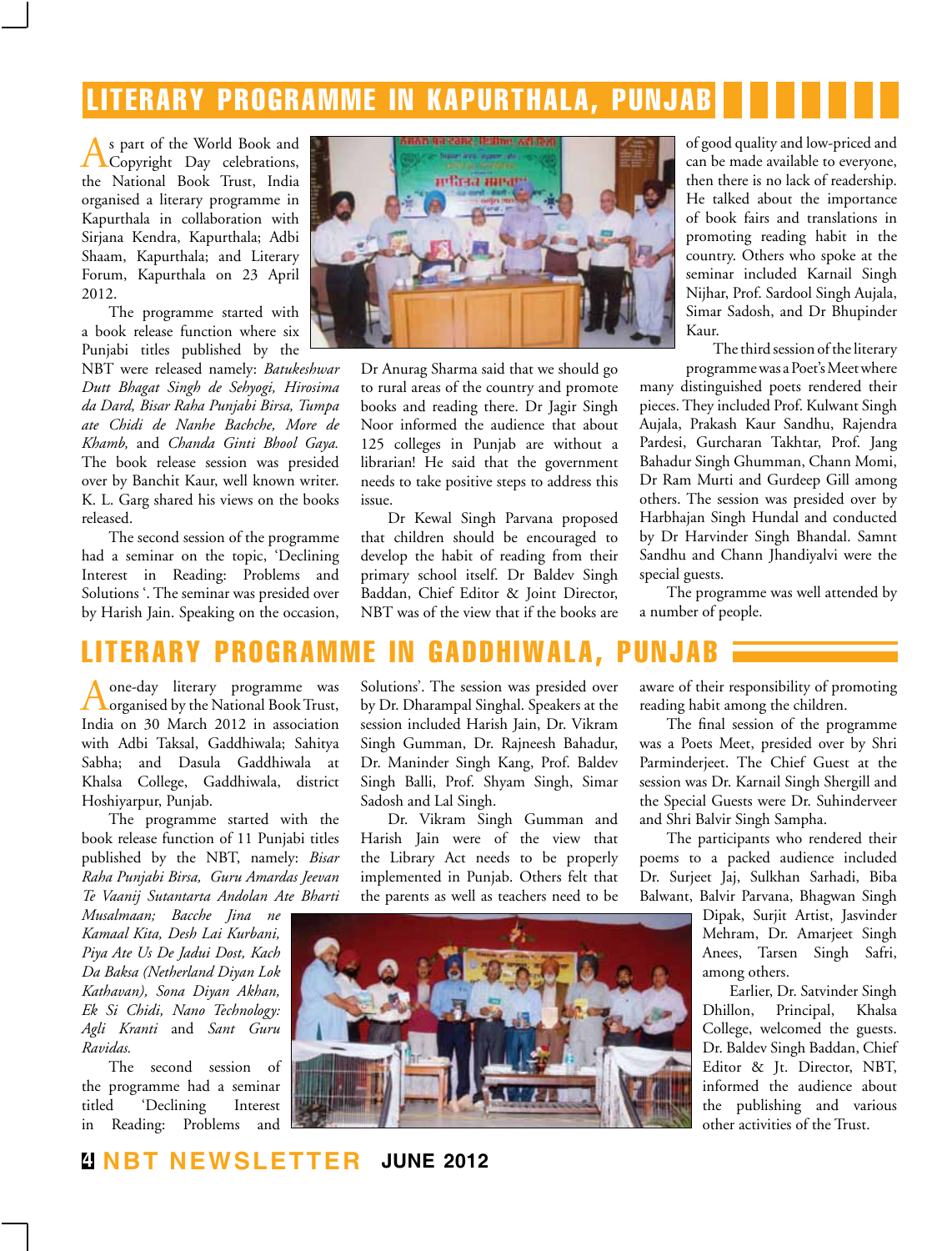## LITERARY PROGRAMME IN KAPURTHALA, PUNJAB

As part of the World Book and Copyright Day celebrations, the National Book Trust, India organised a literary programme in Kapurthala in collaboration with Sirjana Kendra, Kapurthala; Adbi Shaam, Kapurthala; and Literary Forum, Kapurthala on 23 April 2012.

The programme started with a book release function where six Punjabi titles published by the NBT were released namely: *Batukeshwar Dutt Bhagat Singh de Sehyogi, Hirosima da Dard, Bisar Raha Punjabi Birsa, Tumpa ate Chidi de Nanhe Bachche, More de Khamb,* and *Chanda Ginti Bhool Gaya.* The book release session was presided over by Banchit Kaur, well known writer. K. L. Garg shared his views on the books released.

The second session of the programme had a seminar on the topic, 'Declining Interest in Reading: Problems and Solutions '. The seminar was presided over by Harish Jain. Speaking on the occasion, Dr Anurag Sharma said that we should go to rural areas of the country and promote books and reading there. Dr Jagir Singh Noor informed the audience that about 125 colleges in Punjab are without a librarian! He said that the government needs to take positive steps to address this issue.

Dr Kewal Singh Parvana proposed that children should be encouraged to develop the habit of reading from their primary school itself. Dr Baldev Singh Baddan, Chief Editor & Joint Director, NBT was of the view that if the books are of good quality and low-priced and can be made available to everyone, then there is no lack of readership. He talked about the importance of book fairs and translations in promoting reading habit in the country. Others who spoke at the seminar included Karnail Singh Nijhar, Prof. Sardool Singh Aujala, Simar Sadosh, and Dr Bhupinder Kaur.

The third session of the literary programme was a Poet's Meet where many distinguished poets rendered their pieces. They included Prof. Kulwant Singh Aujala, Prakash Kaur Sandhu, Rajendra Pardesi, Gurcharan Takhtar, Prof. Jang Bahadur Singh Ghumman, Chann Momi, Dr Ram Murti and Gurdeep Gill among others. The session was presided over by Harbhajan Singh Hundal and conducted by Dr Harvinder Singh Bhandal. Samnt Sandhu and Chann Jhandiyalvi were the special guests.

The programme was well attended by a number of people.

## LITERARY PROGRAMME IN GADDHIWALA, PUNJAB

A one-day literary programme was organised by the National Book Trust, India on 30 March 2012 in association with Adbi Taksal, Gaddhiwala; Sahitya Sabha; and Dasula Gaddhiwala at Khalsa College, Gaddhiwala, district Hoshiyarpur, Punjab.

The programme started with the book release function of 11 Punjabi titles published by the NBT, namely: *Bisar Raha Punjabi Birsa, Guru Amardas Jeevan Te Vaanij Sutantarta Andolan Ate Bharti Musalmaan; Bacche Jina ne Kamaal Kita, Desh Lai Kurbani, Piya Ate Us De Jadui Dost, Kach Da Baksa (Netherland Diyan Lok Kathavan), Sona Diyan Akhan, Ek Si Chidi, Nano Technology: Agli Kranti* and *Sant Guru Ravidas.*

The second session of the programme had a seminar titled 'Declining Interest in Reading: Problems and Solutions'. The session was presided over by Dr. Dharampal Singhal. Speakers at the session included Harish Jain, Dr. Vikram Singh Gumman, Dr. Rajneesh Bahadur, Dr. Maninder Singh Kang, Prof. Baldev Singh Balli, Prof. Shyam Singh, Simar Sadosh and Lal Singh.

Dr. Vikram Singh Gumman and Harish Jain were of the view that the Library Act needs to be properly implemented in Punjab. Others felt that the parents as well as teachers need to be aware of their responsibility of promoting reading habit among the children.

The final session of the programme was a Poets Meet, presided over by Shri Parminderjeet. The Chief Guest at the session was Dr. Karnail Singh Shergill and the Special Guests were Dr. Suhinderveer and Shri Balvir Singh Sampha.

The participants who rendered their poems to a packed audience included Dr. Surjeet Jaj, Sulkhan Sarhadi, Biba Balwant, Balvir Parvana, Bhagwan Singh Dipak, Surjit Artist, Jasvinder Mehram, Dr. Amarjeet Singh Anees, Tarsen Singh Safri, among others.

Earlier, Dr. Satvinder Singh Dhillon, Principal, Khalsa College, welcomed the guests. Dr. Baldev Singh Baddan, Chief Editor & Jt. Director, NBT, informed the audience about the publishing and various other activities of the Trust.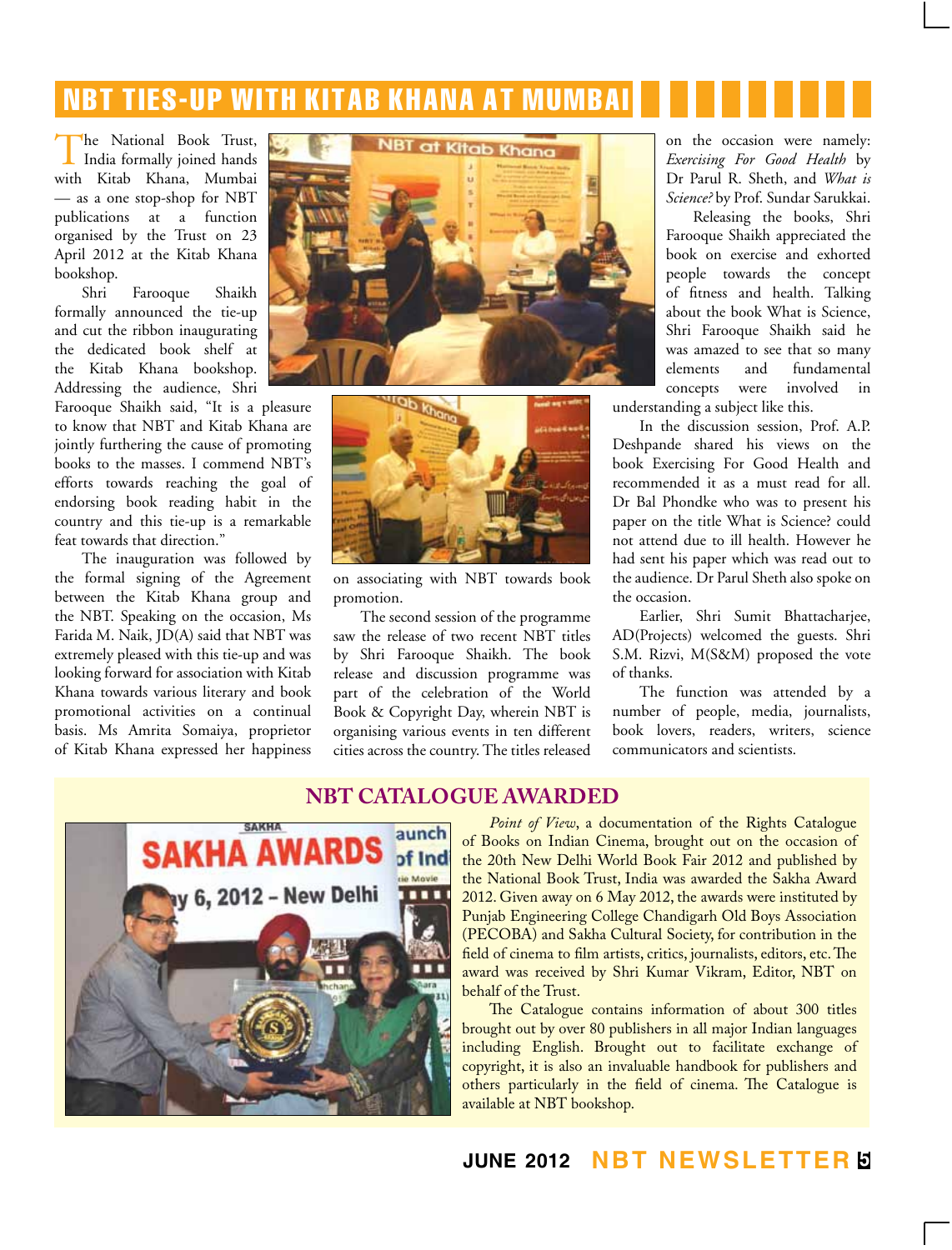# NBT TIES-UP WITH KITAB KHANA AT MUMBAI

The National Book Trust, India formally joined hands with Kitab Khana, Mumbai — as a one stop-shop for NBT publications at a function organised by the Trust on 23 April 2012 at the Kitab Khana bookshop.

Shri Farooque Shaikh formally announced the tie-up and cut the ribbon inaugurating the dedicated book shelf at the Kitab Khana bookshop. Addressing the audience, Shri Farooque Shaikh said, "It is a pleasure to know that NBT and Kitab Khana are jointly furthering the cause of promoting books to the masses. I commend NBT's efforts towards reaching the goal of endorsing book reading habit in the country and this tie-up is a remarkable feat towards that direction."

The inauguration was followed by the formal signing of the Agreement between the Kitab Khana group and the NBT. Speaking on the occasion, Ms Farida M. Naik, JD(A) said that NBT was extremely pleased with this tie-up and was looking forward for association with Kitab Khana towards various literary and book promotional activities on a continual basis. Ms Amrita Somaiya, proprietor of Kitab Khana expressed her happiness on associating with NBT towards book promotion.

The second session of the programme saw the release of two recent NBT titles by Shri Farooque Shaikh. The book release and discussion programme was part of the celebration of the World Book & Copyright Day, wherein NBT is organising various events in ten different cities across the country. The titles released on the occasion were namely: *Exercising For Good Health* by Dr Parul R. Sheth, and *What is Science?* by Prof. Sundar Sarukkai.

Releasing the books, Shri Farooque Shaikh appreciated the book on exercise and exhorted people towards the concept of fitness and health. Talking about the book What is Science, Shri Farooque Shaikh said he was amazed to see that so many elements and fundamental concepts were involved in understanding a subject like this.

In the discussion session, Prof. A.P. Deshpande shared his views on the book Exercising For Good Health and recommended it as a must read for all. Dr Bal Phondke who was to present his paper on the title What is Science? could not attend due to ill health. However he had sent his paper which was read out to the audience. Dr Parul Sheth also spoke on the occasion.

Earlier, Shri Sumit Bhattacharjee, AD(Projects) welcomed the guests. Shri S.M. Rizvi, M(S&M) proposed the vote of thanks.

The function was attended by a number of people, media, journalists, book lovers, readers, writers, science communicators and scientists.

## NBT CATALOGUE AWARDED

*Point of View*, a documentation of the Rights Catalogue of Books on Indian Cinema, brought out on the occasion of the 20th New Delhi World Book Fair 2012 and published by the National Book Trust, India was awarded the Sakha Award 2012. Given away on 6 May 2012, the awards were instituted by Punjab Engineering College Chandigarh Old Boys Association (PECOBA) and Sakha Cultural Society, for contribution in the field of cinema to film artists, critics, journalists, editors, etc. The award was received by Shri Kumar Vikram, Editor, NBT on behalf of the Trust.

The Catalogue contains information of about 300 titles brought out by over 80 publishers in all major Indian languages including English. Brought out to facilitate exchange of copyright, it is also an invaluable handbook for publishers and others particularly in the field of cinema. The Catalogue is available at NBT bookshop.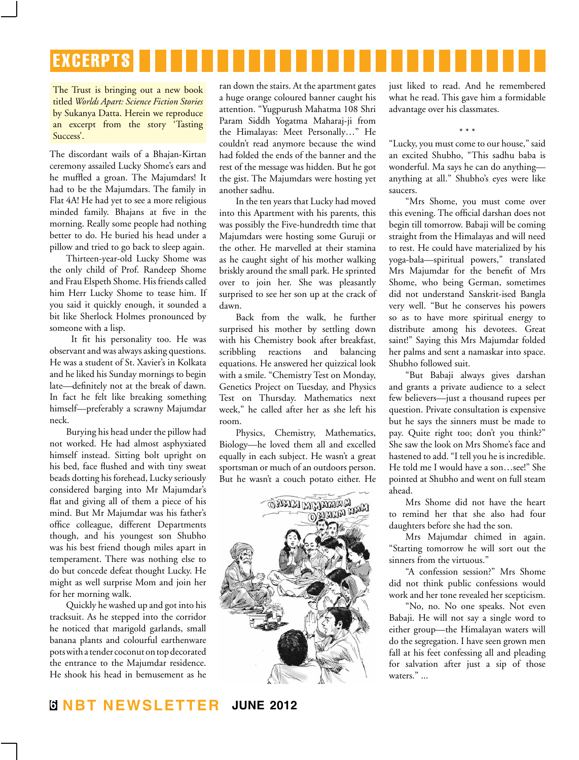# EXCERPTS

The Trust is bringing out a new book titled *Worlds Apart: Science Fiction Stories* by Sukanya Datta. Herein we reproduce an excerpt from the story 'Tasting Success'.

The discordant wails of a Bhajan-Kirtan ceremony assailed Lucky Shome's ears and he muffled a groan. The Majumdars! It had to be the Majumdars. The family in Flat 4A! He had yet to see a more religious minded family. Bhajans at five in the morning. Really some people had nothing better to do. He buried his head under a pillow and tried to go back to sleep again.

Thirteen-year-old Lucky Shome was the only child of Prof. Randeep Shome and Frau Elspeth Shome. His friends called him Herr Lucky Shome to tease him. If you said it quickly enough, it sounded a bit like Sherlock Holmes pronounced by someone with a lisp.

It fit his personality too. He was observant and was always asking questions. He was a student of St. Xavier's in Kolkata and he liked his Sunday mornings to begin late—definitely not at the break of dawn. In fact he felt like breaking something himself—preferably a scrawny Majumdar neck.

Burying his head under the pillow had not worked. He had almost asphyxiated himself instead. Sitting bolt upright on his bed, face flushed and with tiny sweat beads dotting his forehead, Lucky seriously considered barging into Mr Majumdar's flat and giving all of them a piece of his mind. But Mr Majumdar was his father's office colleague, different Departments though, and his youngest son Shubho was his best friend though miles apart in temperament. There was nothing else to do but concede defeat thought Lucky. He might as well surprise Mom and join her for her morning walk.

Quickly he washed up and got into his tracksuit. As he stepped into the corridor he noticed that marigold garlands, small banana plants and colourful earthenware pots with a tender coconut on top decorated the entrance to the Majumdar residence. He shook his head in bemusement as he ran down the stairs. At the apartment gates a huge orange coloured banner caught his attention. "Yugpurush Mahatma 108 Shri Param Siddh Yogatma Maharaj-ji from the Himalayas: Meet Personally…" He couldn't read anymore because the wind had folded the ends of the banner and the rest of the message was hidden. But he got the gist. The Majumdars were hosting yet another sadhu.

In the ten years that Lucky had moved into this Apartment with his parents, this was possibly the Five-hundredth time that Majumdars were hosting some Guruji or the other. He marvelled at their stamina as he caught sight of his mother walking briskly around the small park. He sprinted over to join her. She was pleasantly surprised to see her son up at the crack of dawn.

Back from the walk, he further surprised his mother by settling down with his Chemistry book after breakfast, scribbling reactions and balancing equations. He answered her quizzical look with a smile. "Chemistry Test on Monday, Genetics Project on Tuesday, and Physics Test on Thursday. Mathematics next week," he called after her as she left his room.

Physics, Chemistry, Mathematics, Biology—he loved them all and excelled equally in each subject. He wasn't a great sportsman or much of an outdoors person. But he wasn't a couch potato either. He just liked to read. And he remembered what he read. This gave him a formidable advantage over his classmates.

\* \* \*

"Lucky, you must come to our house," said an excited Shubho, "This sadhu baba is wonderful. Ma says he can do anything—anything at all." Shubho's eyes were like saucers.

"Mrs Shome, you must come over this evening. The official darshan does not begin till tomorrow. Babaji will be coming straight from the Himalayas and will need to rest. He could have materialized by his yoga-bala—spiritual powers," translated Mrs Majumdar for the benefit of Mrs Shome, who being German, sometimes did not understand Sanskrit-ised Bangla very well. "But he conserves his powers so as to have more spiritual energy to distribute among his devotees. Great saint!" Saying this Mrs Majumdar folded her palms and sent a namaskar into space. Shubho followed suit.

"But Babaji always gives darshan and grants a private audience to a select few believers—just a thousand rupees per question. Private consultation is expensive but he says the sinners must be made to pay. Quite right too; don't you think?" She saw the look on Mrs Shome's face and hastened to add. "I tell you he is incredible. He told me I would have a son…see!" She pointed at Shubho and went on full steam ahead.

Mrs Shome did not have the heart to remind her that she also had four daughters before she had the son.

Mrs Majumdar chimed in again. "Starting tomorrow he will sort out the sinners from the virtuous."

"A confession session?" Mrs Shome did not think public confessions would work and her tone revealed her scepticism.

"No, no. No one speaks. Not even Babaji. He will not say a single word to either group—the Himalayan waters will do the segregation. I have seen grown men fall at his feet confessing all and pleading for salvation after just a sip of those waters." ...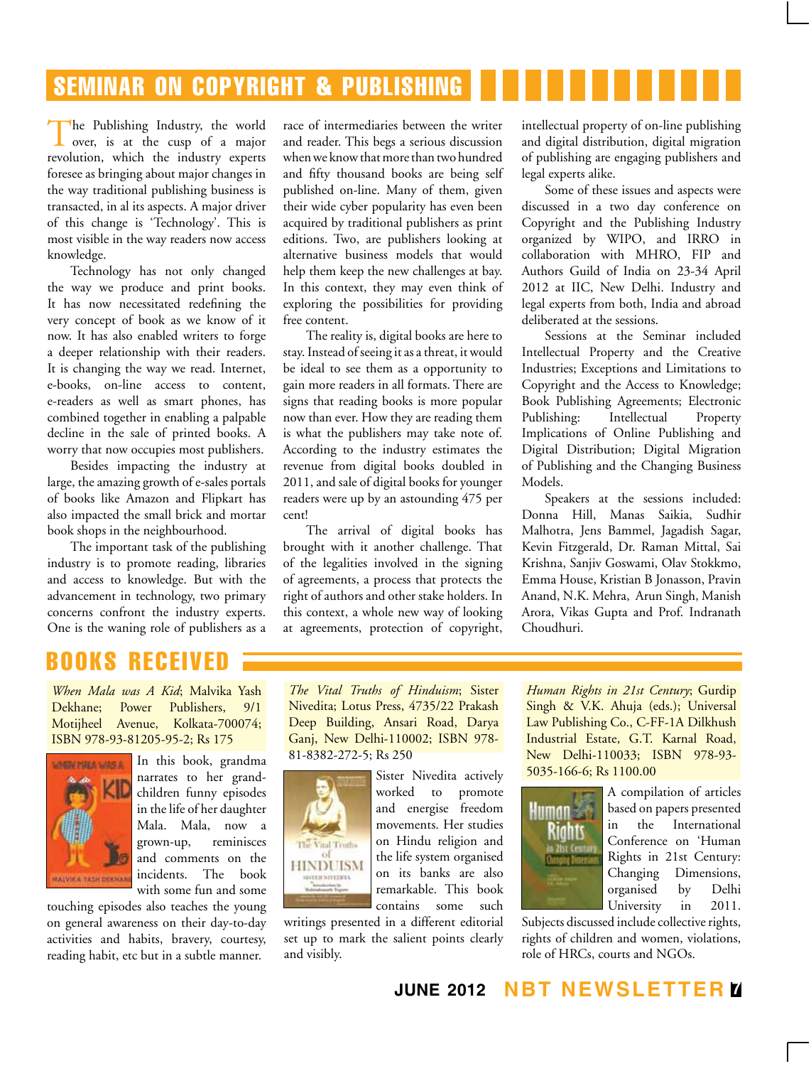## SEMINAR ON COPYRIGHT & PUBLISHING

The Publishing Industry, the world over, is at the cusp of a major revolution, which the industry experts foresee as bringing about major changes in the way traditional publishing business is transacted, in al its aspects. A major driver of this change is 'Technology'. This is most visible in the way readers now access knowledge.

Technology has not only changed the way we produce and print books. It has now necessitated redefining the very concept of book as we know of it now. It has also enabled writers to forge a deeper relationship with their readers. It is changing the way we read. Internet, e-books, on-line access to content, e-readers as well as smart phones, has combined together in enabling a palpable decline in the sale of printed books. A worry that now occupies most publishers.

Besides impacting the industry at large, the amazing growth of e-sales portals of books like Amazon and Flipkart has also impacted the small brick and mortar book shops in the neighbourhood.

The important task of the publishing industry is to promote reading, libraries and access to knowledge. But with the advancement in technology, two primary concerns confront the industry experts. One is the waning role of publishers as a race of intermediaries between the writer and reader. This begs a serious discussion when we know that more than two hundred and fifty thousand books are being self published on-line. Many of them, given their wide cyber popularity has even been acquired by traditional publishers as print editions. Two, are publishers looking at alternative business models that would help them keep the new challenges at bay. In this context, they may even think of exploring the possibilities for providing free content.

The reality is, digital books are here to stay. Instead of seeing it as a threat, it would be ideal to see them as a opportunity to gain more readers in all formats. There are signs that reading books is more popular now than ever. How they are reading them is what the publishers may take note of. According to the industry estimates the revenue from digital books doubled in 2011, and sale of digital books for younger readers were up by an astounding 475 per cent!

The arrival of digital books has brought with it another challenge. That of the legalities involved in the signing of agreements, a process that protects the right of authors and other stake holders. In this context, a whole new way of looking at agreements, protection of copyright, intellectual property of on-line publishing and digital distribution, digital migration of publishing are engaging publishers and legal experts alike.

Some of these issues and aspects were discussed in a two day conference on Copyright and the Publishing Industry organized by WIPO, and IRRO in collaboration with MHRO, FIP and Authors Guild of India on 23-34 April 2012 at IIC, New Delhi. Industry and legal experts from both, India and abroad deliberated at the sessions.

Sessions at the Seminar included Intellectual Property and the Creative Industries; Exceptions and Limitations to Copyright and the Access to Knowledge; Book Publishing Agreements; Electronic Publishing: Intellectual Property Implications of Online Publishing and Digital Distribution; Digital Migration of Publishing and the Changing Business Models.

Speakers at the sessions included: Donna Hill, Manas Saikia, Sudhir Malhotra, Jens Bammel, Jagadish Sagar, Kevin Fitzgerald, Dr. Raman Mittal, Sai Krishna, Sanjiv Goswami, Olav Stokkmo, Emma House, Kristian B Jonasson, Pravin Anand, N.K. Mehra, Arun Singh, Manish Arora, Vikas Gupta and Prof. Indranath Choudhuri.

## BOOKS RECEIVED

*When Mala was A Kid*; Malvika Yash Dekhane; Power Publishers, 9/1 Motijheel Avenue, Kolkata-700074; ISBN 978-93-81205-95-2; Rs 175

In this book, grandma narrates to her grand-children funny episodes in the life of her daughter Mala. Mala, now a grown-up, reminisces and comments on the incidents. The book with some fun and some touching episodes also teaches the young on general awareness on their day-to-day activities and habits, bravery, courtesy, reading habit, etc but in a subtle manner.

*The Vital Truths of Hinduism*; Sister Nivedita; Lotus Press, 4735/22 Prakash Deep Building, Ansari Road, Darya Ganj, New Delhi-110002; ISBN 978-81-8382-272-5; Rs 250

Sister Nivedita actively worked to promote and energise freedom movements. Her studies on Hindu religion and the life system organised on its banks are also remarkable. This book contains some such writings presented in a different editorial set up to mark the salient points clearly and visibly.

*Human Rights in 21st Century*; Gurdip Singh & V.K. Ahuja (eds.); Universal Law Publishing Co., C-FF-1A Dilkhush Industrial Estate, G.T. Karnal Road, New Delhi-110033; ISBN 978-93-5035-166-6; Rs 1100.00

A compilation of articles based on papers presented in the International Conference on 'Human Rights in 21st Century: Changing Dimensions, organised by Delhi University in 2011. Subjects discussed include collective rights, rights of children and women, violations, role of HRCs, courts and NGOs.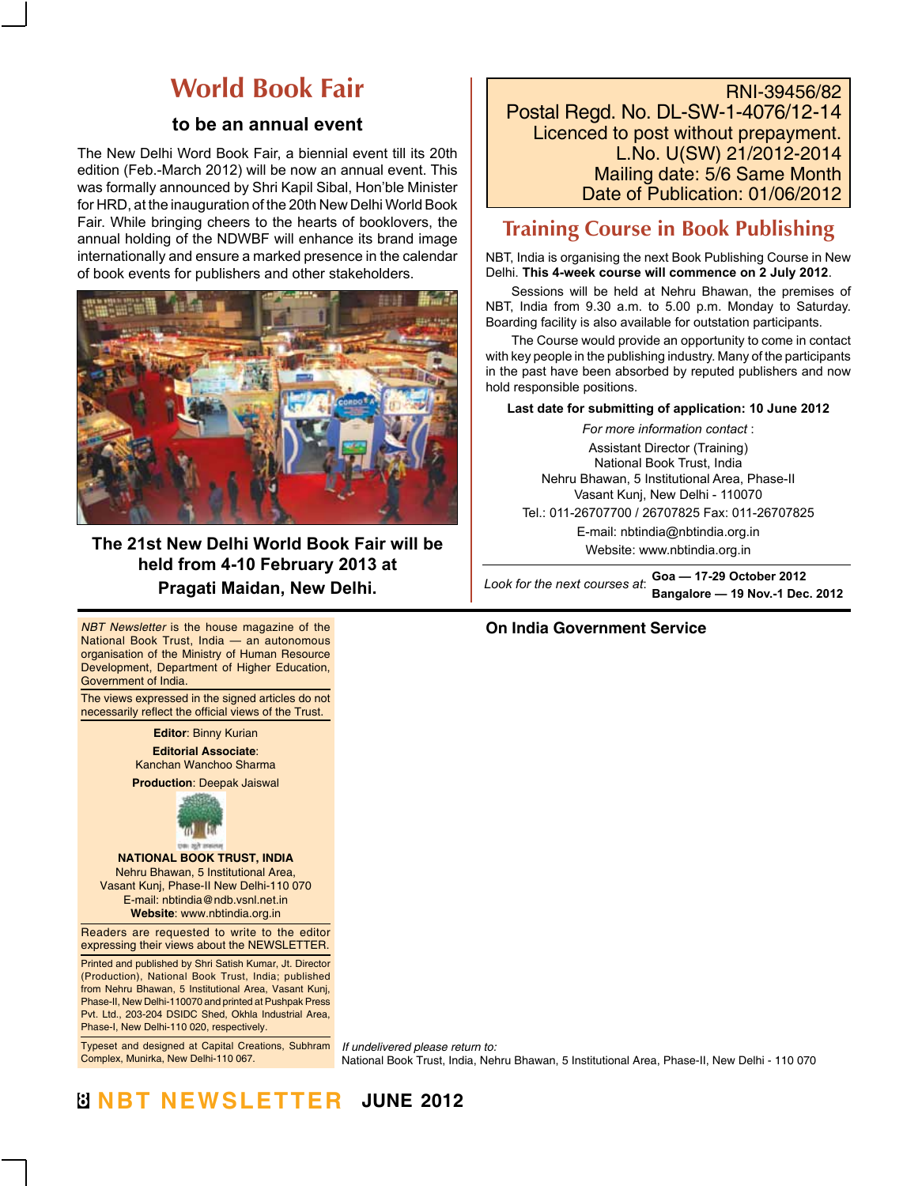# World Book Fair

## to be an annual event

The New Delhi Word Book Fair, a biennial event till its 20th edition (Feb.-March 2012) will be now an annual event. This was formally announced by Shri Kapil Sibal, Hon'ble Minister for HRD, at the inauguration of the 20th New Delhi World Book Fair. While bringing cheers to the hearts of booklovers, the annual holding of the NDWBF will enhance its brand image internationally and ensure a marked presence in the calendar of book events for publishers and other stakeholders.

**The 21st New Delhi World Book Fair will be held from 4-10 February 2013 at Pragati Maidan, New Delhi.**

RNI-39456/82
Postal Regd. No. DL-SW-1-4076/12-14
Licenced to post without prepayment.
L.No. U(SW) 21/2012-2014
Mailing date: 5/6 Same Month
Date of Publication: 01/06/2012

# Training Course in Book Publishing

NBT, India is organising the next Book Publishing Course in New Delhi. **This 4-week course will commence on 2 July 2012**.

Sessions will be held at Nehru Bhawan, the premises of NBT, India from 9.30 a.m. to 5.00 p.m. Monday to Saturday. Boarding facility is also available for outstation participants.

The Course would provide an opportunity to come in contact with key people in the publishing industry. Many of the participants in the past have been absorbed by reputed publishers and now hold responsible positions.

**Last date for submitting of application: 10 June 2012**

*For more information contact* :

Assistant Director (Training)
National Book Trust, India
Nehru Bhawan, 5 Institutional Area, Phase-II
Vasant Kunj, New Delhi - 110070
Tel.: 011-26707700 / 26707825 Fax: 011-26707825
E-mail: nbtindia@nbtindia.org.in
Website: www.nbtindia.org.in

*Look for the next courses at*: **Goa — 17-29 October 2012**
**Bangalore — 19 Nov.-1 Dec. 2012**

---

*NBT Newsletter* is the house magazine of the National Book Trust, India — an autonomous organisation of the Ministry of Human Resource Development, Department of Higher Education, Government of India.

The views expressed in the signed articles do not necessarily reflect the official views of the Trust.

**Editor**: Binny Kurian

**Editorial Associate**:
Kanchan Wanchoo Sharma

**Production**: Deepak Jaiswal

**NATIONAL BOOK TRUST, INDIA**
Nehru Bhawan, 5 Institutional Area,
Vasant Kunj, Phase-II New Delhi-110 070
E-mail: nbtindia@ndb.vsnl.net.in
**Website**: www.nbtindia.org.in

Readers are requested to write to the editor expressing their views about the NEWSLETTER.

Printed and published by Shri Satish Kumar, Jt. Director (Production), National Book Trust, India; published from Nehru Bhawan, 5 Institutional Area, Vasant Kunj, Phase-II, New Delhi-110070 and printed at Pushpak Press Pvt. Ltd., 203-204 DSIDC Shed, Okhla Industrial Area, Phase-I, New Delhi-110 020, respectively.

Typeset and designed at Capital Creations, Subhram Complex, Munirka, New Delhi-110 067.

**On India Government Service**

*If undelivered please return to:*
National Book Trust, India, Nehru Bhawan, 5 Institutional Area, Phase-II, New Delhi - 110 070